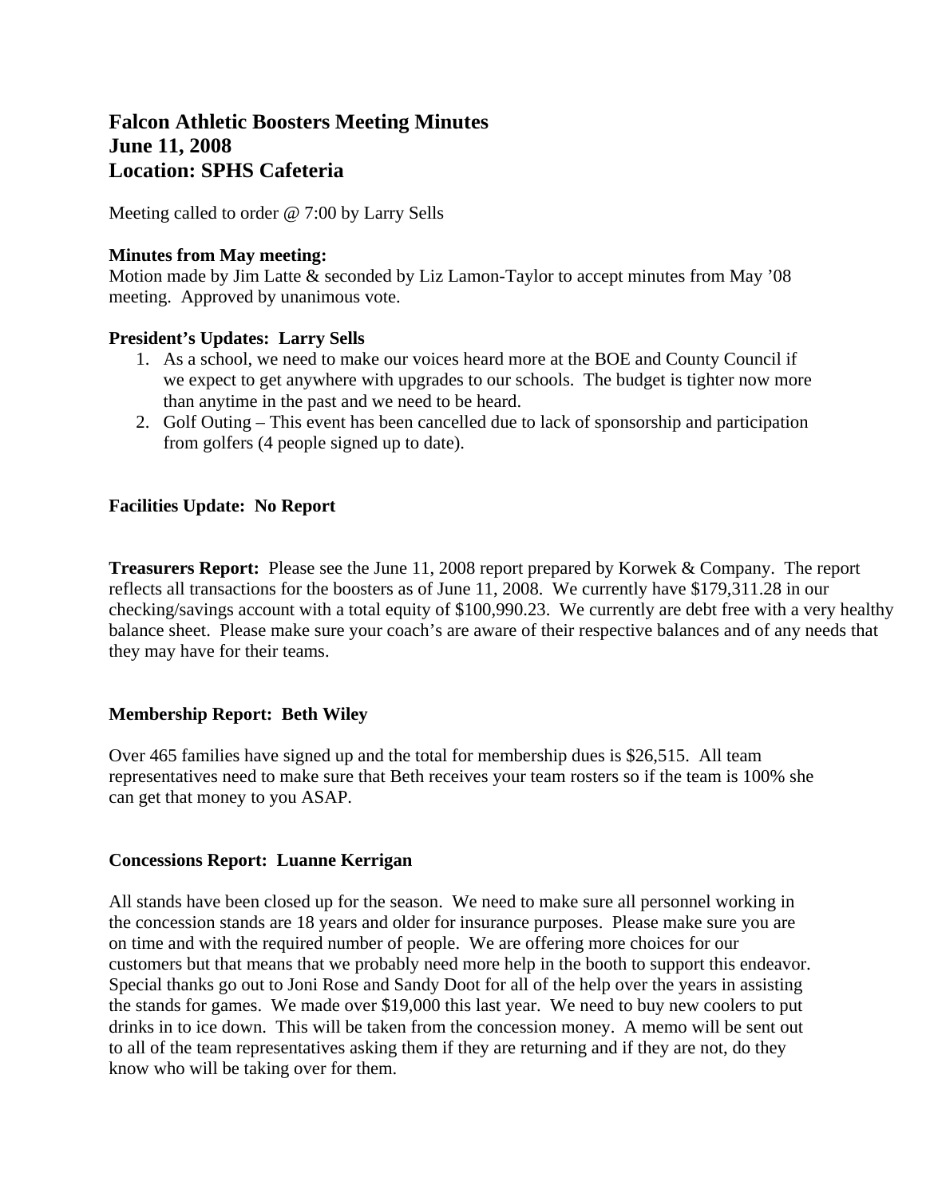# Falcon Athletic Boosters Meeting Minutes
# June 11, 2008
# Location: SPHS Cafeteria

Meeting called to order @ 7:00 by Larry Sells

**Minutes from May meeting:**
Motion made by Jim Latte & seconded by Liz Lamon-Taylor to accept minutes from May '08 meeting. Approved by unanimous vote.

**President's Updates: Larry Sells**

1. As a school, we need to make our voices heard more at the BOE and County Council if we expect to get anywhere with upgrades to our schools. The budget is tighter now more than anytime in the past and we need to be heard.
2. Golf Outing – This event has been cancelled due to lack of sponsorship and participation from golfers (4 people signed up to date).

**Facilities Update: No Report**

**Treasurers Report:** Please see the June 11, 2008 report prepared by Korwek & Company. The report reflects all transactions for the boosters as of June 11, 2008. We currently have $179,311.28 in our checking/savings account with a total equity of $100,990.23. We currently are debt free with a very healthy balance sheet. Please make sure your coach's are aware of their respective balances and of any needs that they may have for their teams.

**Membership Report: Beth Wiley**

Over 465 families have signed up and the total for membership dues is $26,515. All team representatives need to make sure that Beth receives your team rosters so if the team is 100% she can get that money to you ASAP.

**Concessions Report: Luanne Kerrigan**

All stands have been closed up for the season. We need to make sure all personnel working in the concession stands are 18 years and older for insurance purposes. Please make sure you are on time and with the required number of people. We are offering more choices for our customers but that means that we probably need more help in the booth to support this endeavor. Special thanks go out to Joni Rose and Sandy Doot for all of the help over the years in assisting the stands for games. We made over $19,000 this last year. We need to buy new coolers to put drinks in to ice down. This will be taken from the concession money. A memo will be sent out to all of the team representatives asking them if they are returning and if they are not, do they know who will be taking over for them.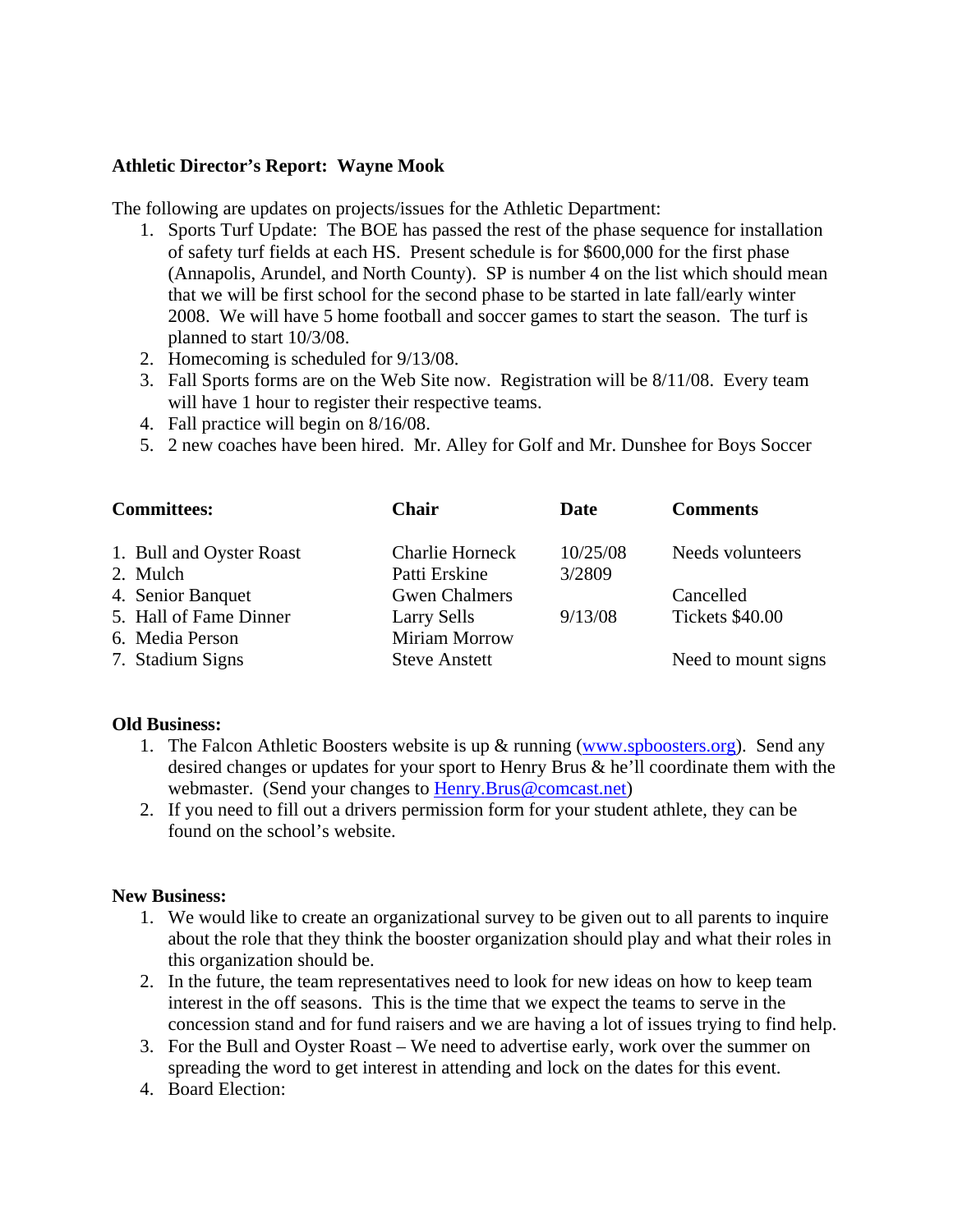**Athletic Director's Report: Wayne Mook**

The following are updates on projects/issues for the Athletic Department:

1. Sports Turf Update: The BOE has passed the rest of the phase sequence for installation of safety turf fields at each HS. Present schedule is for $600,000 for the first phase (Annapolis, Arundel, and North County). SP is number 4 on the list which should mean that we will be first school for the second phase to be started in late fall/early winter 2008. We will have 5 home football and soccer games to start the season. The turf is planned to start 10/3/08.
2. Homecoming is scheduled for 9/13/08.
3. Fall Sports forms are on the Web Site now. Registration will be 8/11/08. Every team will have 1 hour to register their respective teams.
4. Fall practice will begin on 8/16/08.
5. 2 new coaches have been hired. Mr. Alley for Golf and Mr. Dunshee for Boys Soccer

| **Committees:** | **Chair** | **Date** | **Comments** |
|---|---|---|---|
| 1. Bull and Oyster Roast | Charlie Horneck | 10/25/08 | Needs volunteers |
| 2. Mulch | Patti Erskine | 3/2809 | |
| 4. Senior Banquet | Gwen Chalmers | | Cancelled |
| 5. Hall of Fame Dinner | Larry Sells | 9/13/08 | Tickets $40.00 |
| 6. Media Person | Miriam Morrow | | |
| 7. Stadium Signs | Steve Anstett | | Need to mount signs |

**Old Business:**

1. The Falcon Athletic Boosters website is up & running (www.spboosters.org). Send any desired changes or updates for your sport to Henry Brus & he'll coordinate them with the webmaster. (Send your changes to Henry.Brus@comcast.net)
2. If you need to fill out a drivers permission form for your student athlete, they can be found on the school's website.

**New Business:**

1. We would like to create an organizational survey to be given out to all parents to inquire about the role that they think the booster organization should play and what their roles in this organization should be.
2. In the future, the team representatives need to look for new ideas on how to keep team interest in the off seasons. This is the time that we expect the teams to serve in the concession stand and for fund raisers and we are having a lot of issues trying to find help.
3. For the Bull and Oyster Roast – We need to advertise early, work over the summer on spreading the word to get interest in attending and lock on the dates for this event.
4. Board Election: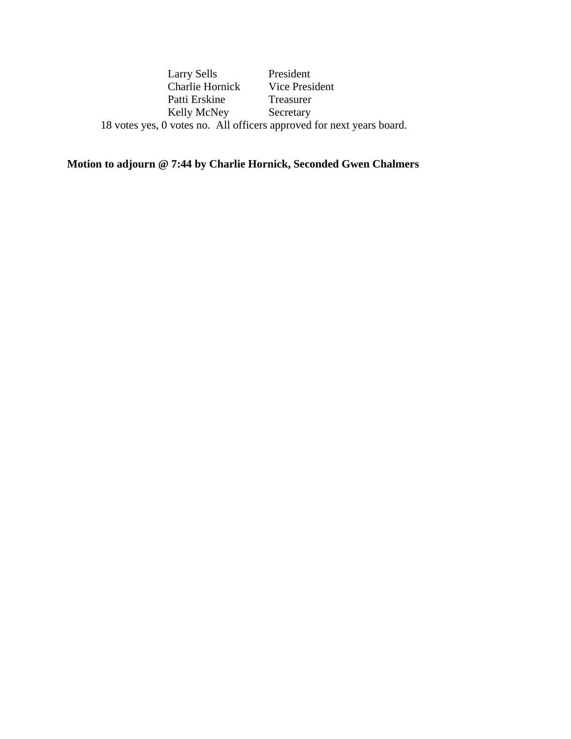| | |
|---|---|
| Larry Sells | President |
| Charlie Hornick | Vice President |
| Patti Erskine | Treasurer |
| Kelly McNey | Secretary |

18 votes yes, 0 votes no. All officers approved for next years board.

**Motion to adjourn @ 7:44 by Charlie Hornick, Seconded Gwen Chalmers**